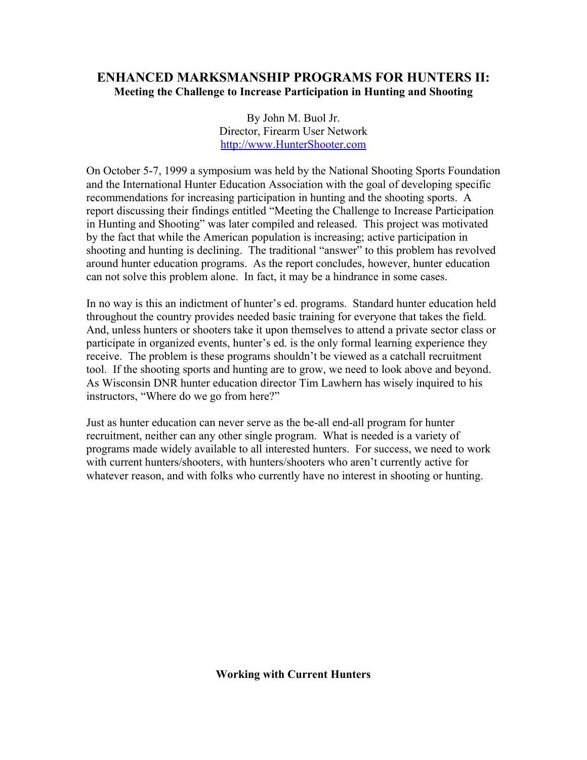# ENHANCED MARKSMANSHIP PROGRAMS FOR HUNTERS II:

**Meeting the Challenge to Increase Participation in Hunting and Shooting**

By John M. Buol Jr.
Director, Firearm User Network
http://www.HunterShooter.com

On October 5-7, 1999 a symposium was held by the National Shooting Sports Foundation and the International Hunter Education Association with the goal of developing specific recommendations for increasing participation in hunting and the shooting sports. A report discussing their findings entitled "Meeting the Challenge to Increase Participation in Hunting and Shooting" was later compiled and released. This project was motivated by the fact that while the American population is increasing; active participation in shooting and hunting is declining. The traditional "answer" to this problem has revolved around hunter education programs. As the report concludes, however, hunter education can not solve this problem alone. In fact, it may be a hindrance in some cases.

In no way is this an indictment of hunter's ed. programs. Standard hunter education held throughout the country provides needed basic training for everyone that takes the field. And, unless hunters or shooters take it upon themselves to attend a private sector class or participate in organized events, hunter's ed. is the only formal learning experience they receive. The problem is these programs shouldn't be viewed as a catchall recruitment tool. If the shooting sports and hunting are to grow, we need to look above and beyond. As Wisconsin DNR hunter education director Tim Lawhern has wisely inquired to his instructors, "Where do we go from here?"

Just as hunter education can never serve as the be-all end-all program for hunter recruitment, neither can any other single program. What is needed is a variety of programs made widely available to all interested hunters. For success, we need to work with current hunters/shooters, with hunters/shooters who aren't currently active for whatever reason, and with folks who currently have no interest in shooting or hunting.

## Working with Current Hunters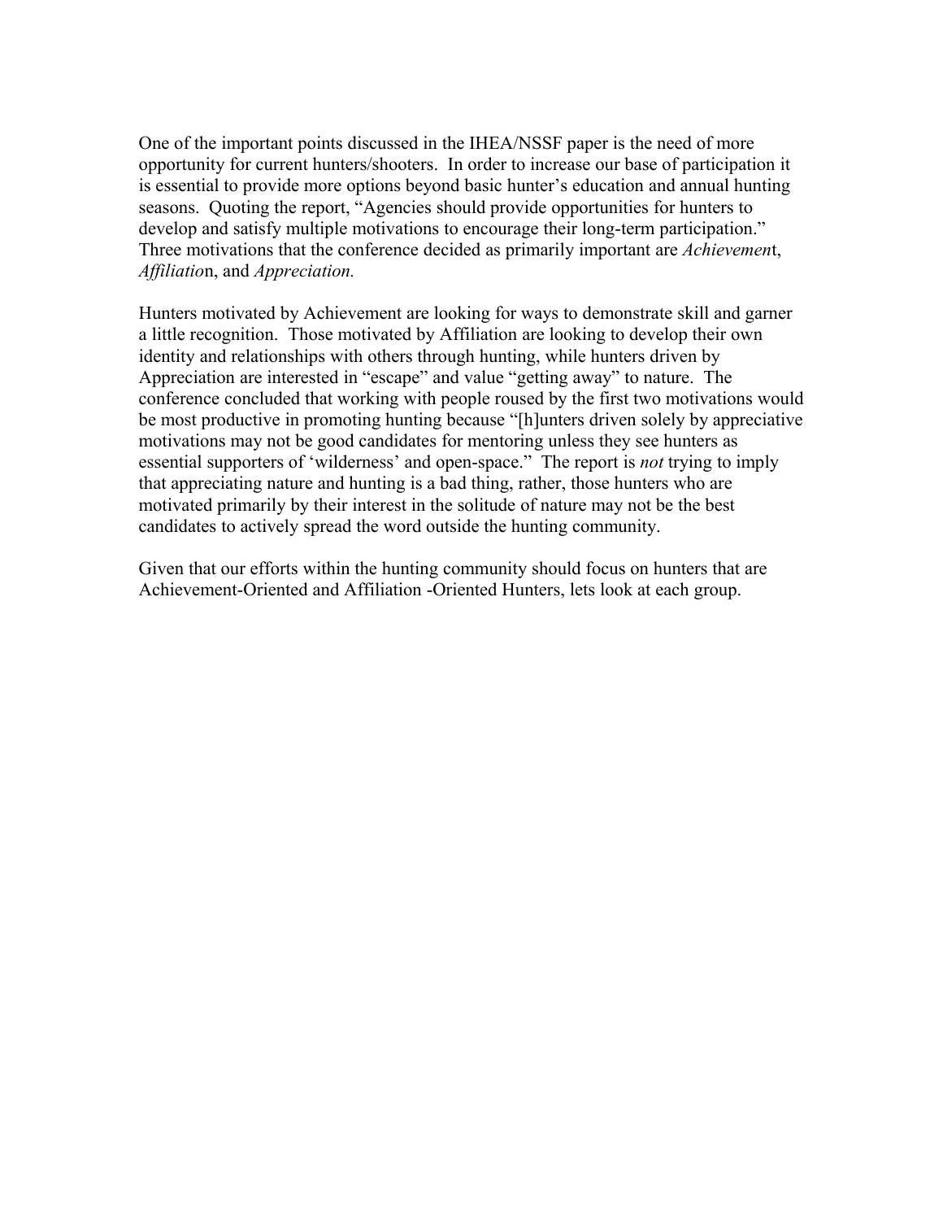One of the important points discussed in the IHEA/NSSF paper is the need of more opportunity for current hunters/shooters. In order to increase our base of participation it is essential to provide more options beyond basic hunter's education and annual hunting seasons. Quoting the report, "Agencies should provide opportunities for hunters to develop and satisfy multiple motivations to encourage their long-term participation." Three motivations that the conference decided as primarily important are *Achievemen*t, *Affiliatio*n, and *Appreciation.*

Hunters motivated by Achievement are looking for ways to demonstrate skill and garner a little recognition. Those motivated by Affiliation are looking to develop their own identity and relationships with others through hunting, while hunters driven by Appreciation are interested in "escape" and value "getting away" to nature. The conference concluded that working with people roused by the first two motivations would be most productive in promoting hunting because "[h]unters driven solely by appreciative motivations may not be good candidates for mentoring unless they see hunters as essential supporters of 'wilderness' and open-space." The report is *not* trying to imply that appreciating nature and hunting is a bad thing, rather, those hunters who are motivated primarily by their interest in the solitude of nature may not be the best candidates to actively spread the word outside the hunting community.

Given that our efforts within the hunting community should focus on hunters that are Achievement-Oriented and Affiliation -Oriented Hunters, lets look at each group.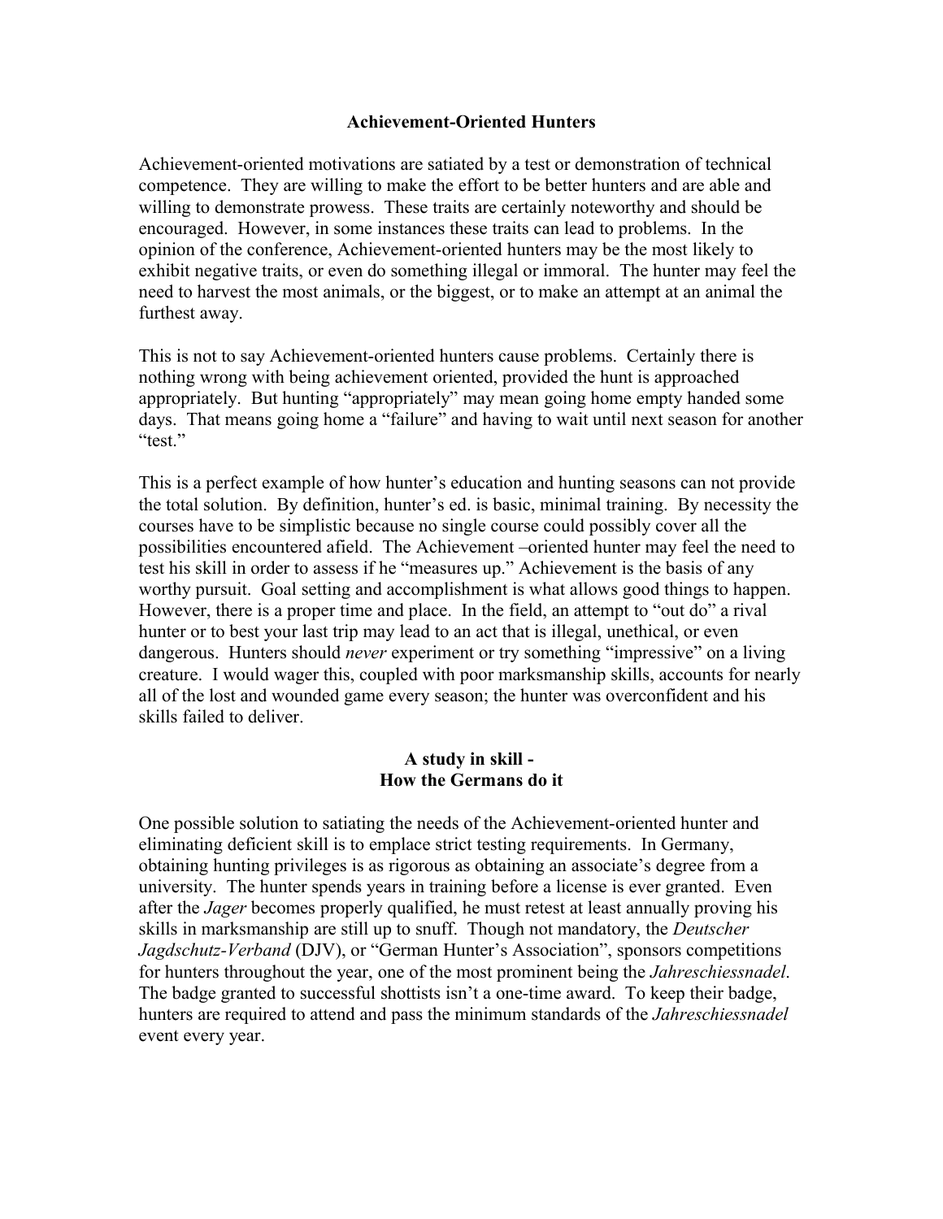## Achievement-Oriented Hunters

Achievement-oriented motivations are satiated by a test or demonstration of technical competence. They are willing to make the effort to be better hunters and are able and willing to demonstrate prowess. These traits are certainly noteworthy and should be encouraged. However, in some instances these traits can lead to problems. In the opinion of the conference, Achievement-oriented hunters may be the most likely to exhibit negative traits, or even do something illegal or immoral. The hunter may feel the need to harvest the most animals, or the biggest, or to make an attempt at an animal the furthest away.

This is not to say Achievement-oriented hunters cause problems. Certainly there is nothing wrong with being achievement oriented, provided the hunt is approached appropriately. But hunting "appropriately" may mean going home empty handed some days. That means going home a "failure" and having to wait until next season for another "test."

This is a perfect example of how hunter's education and hunting seasons can not provide the total solution. By definition, hunter's ed. is basic, minimal training. By necessity the courses have to be simplistic because no single course could possibly cover all the possibilities encountered afield. The Achievement –oriented hunter may feel the need to test his skill in order to assess if he "measures up." Achievement is the basis of any worthy pursuit. Goal setting and accomplishment is what allows good things to happen. However, there is a proper time and place. In the field, an attempt to "out do" a rival hunter or to best your last trip may lead to an act that is illegal, unethical, or even dangerous. Hunters should *never* experiment or try something "impressive" on a living creature. I would wager this, coupled with poor marksmanship skills, accounts for nearly all of the lost and wounded game every season; the hunter was overconfident and his skills failed to deliver.

### A study in skill - How the Germans do it

One possible solution to satiating the needs of the Achievement-oriented hunter and eliminating deficient skill is to emplace strict testing requirements. In Germany, obtaining hunting privileges is as rigorous as obtaining an associate's degree from a university. The hunter spends years in training before a license is ever granted. Even after the *Jager* becomes properly qualified, he must retest at least annually proving his skills in marksmanship are still up to snuff. Though not mandatory, the *Deutscher Jagdschutz-Verband* (DJV), or "German Hunter's Association", sponsors competitions for hunters throughout the year, one of the most prominent being the *Jahreschiessnadel*. The badge granted to successful shottists isn't a one-time award. To keep their badge, hunters are required to attend and pass the minimum standards of the *Jahreschiessnadel* event every year.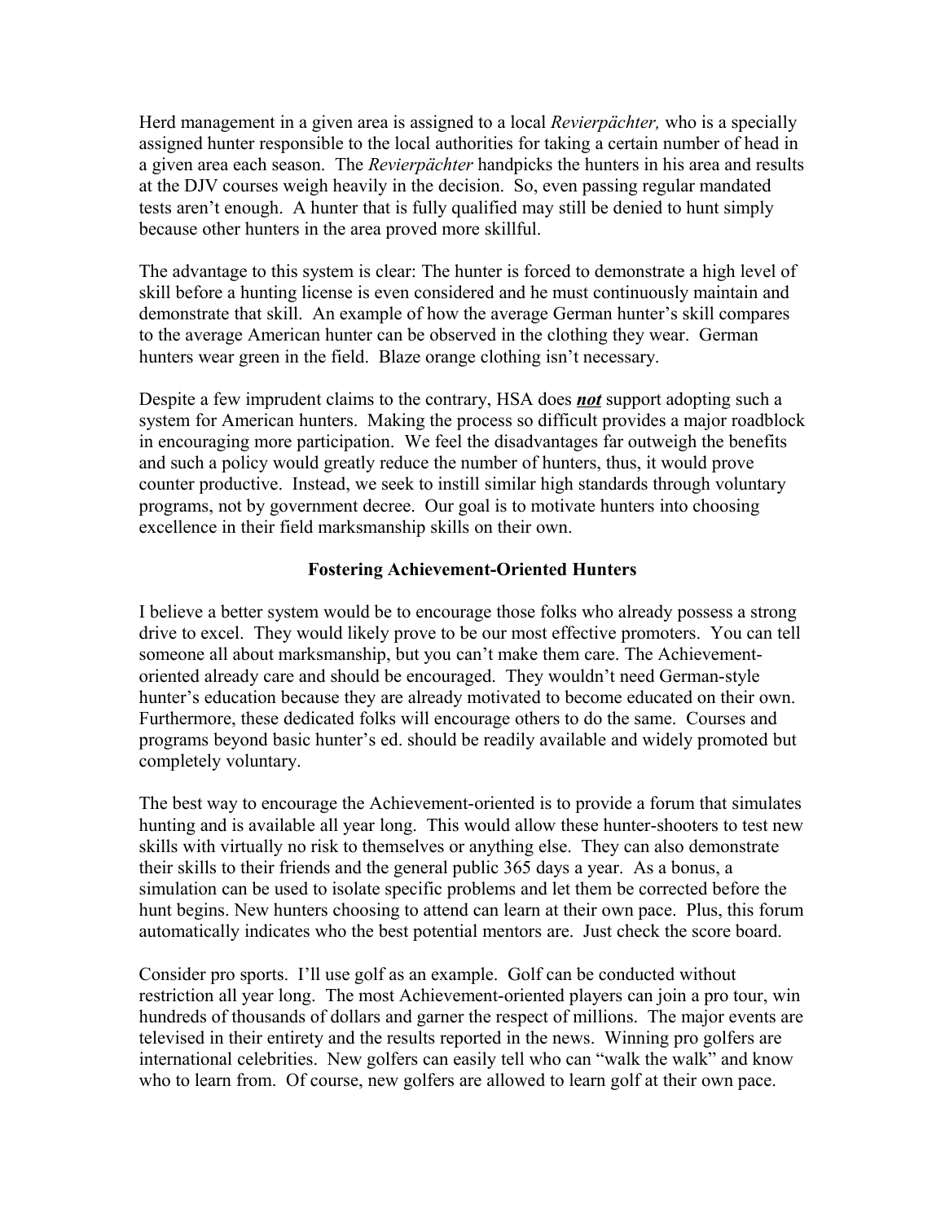Herd management in a given area is assigned to a local *Revierpächter,* who is a specially assigned hunter responsible to the local authorities for taking a certain number of head in a given area each season. The *Revierpächter* handpicks the hunters in his area and results at the DJV courses weigh heavily in the decision. So, even passing regular mandated tests aren't enough. A hunter that is fully qualified may still be denied to hunt simply because other hunters in the area proved more skillful.

The advantage to this system is clear: The hunter is forced to demonstrate a high level of skill before a hunting license is even considered and he must continuously maintain and demonstrate that skill. An example of how the average German hunter's skill compares to the average American hunter can be observed in the clothing they wear. German hunters wear green in the field. Blaze orange clothing isn't necessary.

Despite a few imprudent claims to the contrary, HSA does ***not*** support adopting such a system for American hunters. Making the process so difficult provides a major roadblock in encouraging more participation. We feel the disadvantages far outweigh the benefits and such a policy would greatly reduce the number of hunters, thus, it would prove counter productive. Instead, we seek to instill similar high standards through voluntary programs, not by government decree. Our goal is to motivate hunters into choosing excellence in their field marksmanship skills on their own.

### Fostering Achievement-Oriented Hunters

I believe a better system would be to encourage those folks who already possess a strong drive to excel. They would likely prove to be our most effective promoters. You can tell someone all about marksmanship, but you can't make them care. The Achievement-oriented already care and should be encouraged. They wouldn't need German-style hunter's education because they are already motivated to become educated on their own. Furthermore, these dedicated folks will encourage others to do the same. Courses and programs beyond basic hunter's ed. should be readily available and widely promoted but completely voluntary.

The best way to encourage the Achievement-oriented is to provide a forum that simulates hunting and is available all year long. This would allow these hunter-shooters to test new skills with virtually no risk to themselves or anything else. They can also demonstrate their skills to their friends and the general public 365 days a year. As a bonus, a simulation can be used to isolate specific problems and let them be corrected before the hunt begins. New hunters choosing to attend can learn at their own pace. Plus, this forum automatically indicates who the best potential mentors are. Just check the score board.

Consider pro sports. I'll use golf as an example. Golf can be conducted without restriction all year long. The most Achievement-oriented players can join a pro tour, win hundreds of thousands of dollars and garner the respect of millions. The major events are televised in their entirety and the results reported in the news. Winning pro golfers are international celebrities. New golfers can easily tell who can "walk the walk" and know who to learn from. Of course, new golfers are allowed to learn golf at their own pace.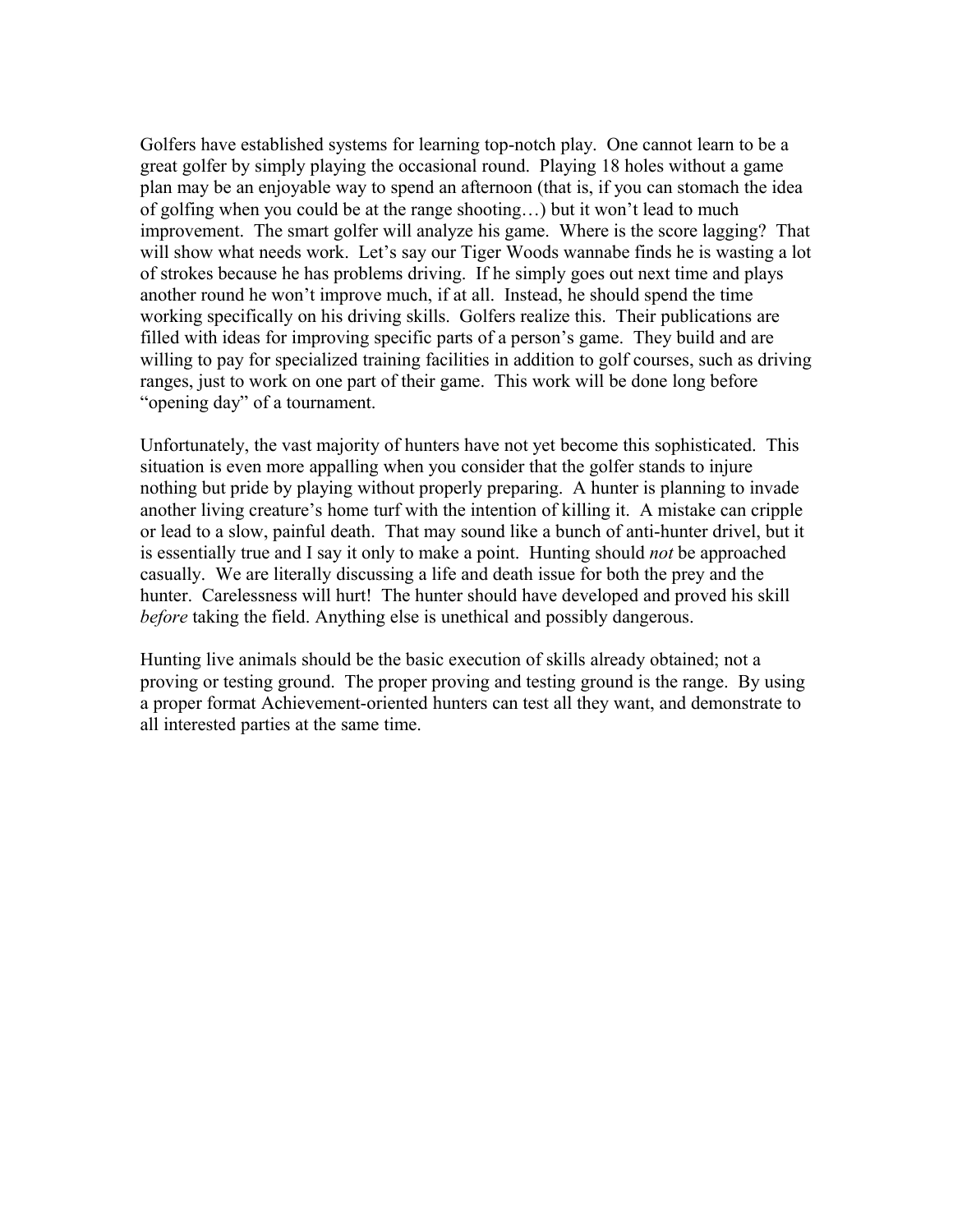Golfers have established systems for learning top-notch play. One cannot learn to be a great golfer by simply playing the occasional round. Playing 18 holes without a game plan may be an enjoyable way to spend an afternoon (that is, if you can stomach the idea of golfing when you could be at the range shooting…) but it won't lead to much improvement. The smart golfer will analyze his game. Where is the score lagging? That will show what needs work. Let's say our Tiger Woods wannabe finds he is wasting a lot of strokes because he has problems driving. If he simply goes out next time and plays another round he won't improve much, if at all. Instead, he should spend the time working specifically on his driving skills. Golfers realize this. Their publications are filled with ideas for improving specific parts of a person's game. They build and are willing to pay for specialized training facilities in addition to golf courses, such as driving ranges, just to work on one part of their game. This work will be done long before "opening day" of a tournament.

Unfortunately, the vast majority of hunters have not yet become this sophisticated. This situation is even more appalling when you consider that the golfer stands to injure nothing but pride by playing without properly preparing. A hunter is planning to invade another living creature's home turf with the intention of killing it. A mistake can cripple or lead to a slow, painful death. That may sound like a bunch of anti-hunter drivel, but it is essentially true and I say it only to make a point. Hunting should *not* be approached casually. We are literally discussing a life and death issue for both the prey and the hunter. Carelessness will hurt! The hunter should have developed and proved his skill *before* taking the field. Anything else is unethical and possibly dangerous.

Hunting live animals should be the basic execution of skills already obtained; not a proving or testing ground. The proper proving and testing ground is the range. By using a proper format Achievement-oriented hunters can test all they want, and demonstrate to all interested parties at the same time.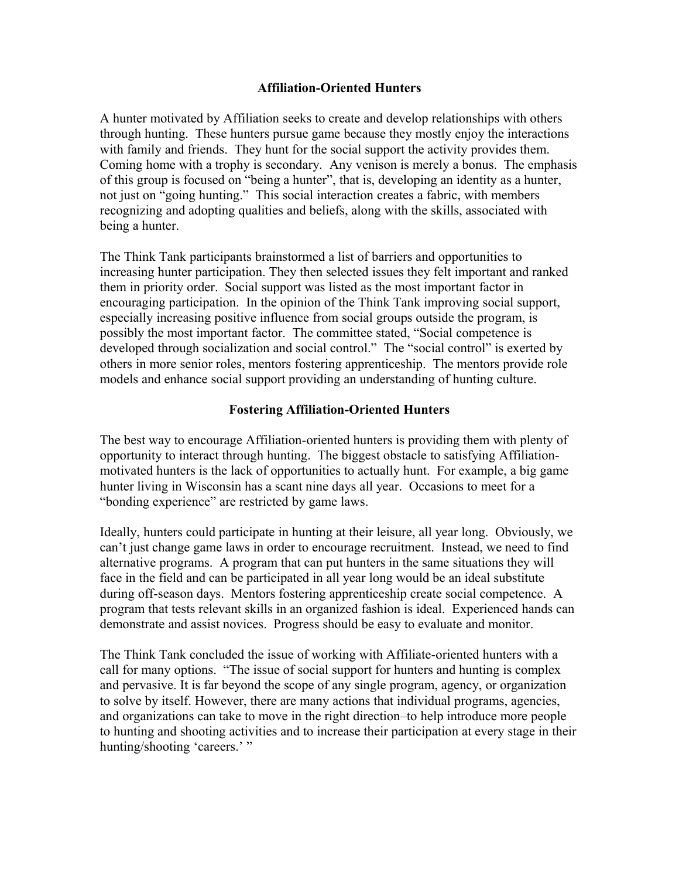## Affiliation-Oriented Hunters

A hunter motivated by Affiliation seeks to create and develop relationships with others through hunting. These hunters pursue game because they mostly enjoy the interactions with family and friends. They hunt for the social support the activity provides them. Coming home with a trophy is secondary. Any venison is merely a bonus. The emphasis of this group is focused on "being a hunter", that is, developing an identity as a hunter, not just on "going hunting." This social interaction creates a fabric, with members recognizing and adopting qualities and beliefs, along with the skills, associated with being a hunter.

The Think Tank participants brainstormed a list of barriers and opportunities to increasing hunter participation. They then selected issues they felt important and ranked them in priority order. Social support was listed as the most important factor in encouraging participation. In the opinion of the Think Tank improving social support, especially increasing positive influence from social groups outside the program, is possibly the most important factor. The committee stated, "Social competence is developed through socialization and social control." The "social control" is exerted by others in more senior roles, mentors fostering apprenticeship. The mentors provide role models and enhance social support providing an understanding of hunting culture.

## Fostering Affiliation-Oriented Hunters

The best way to encourage Affiliation-oriented hunters is providing them with plenty of opportunity to interact through hunting. The biggest obstacle to satisfying Affiliation-motivated hunters is the lack of opportunities to actually hunt. For example, a big game hunter living in Wisconsin has a scant nine days all year. Occasions to meet for a "bonding experience" are restricted by game laws.

Ideally, hunters could participate in hunting at their leisure, all year long. Obviously, we can't just change game laws in order to encourage recruitment. Instead, we need to find alternative programs. A program that can put hunters in the same situations they will face in the field and can be participated in all year long would be an ideal substitute during off-season days. Mentors fostering apprenticeship create social competence. A program that tests relevant skills in an organized fashion is ideal. Experienced hands can demonstrate and assist novices. Progress should be easy to evaluate and monitor.

The Think Tank concluded the issue of working with Affiliate-oriented hunters with a call for many options. "The issue of social support for hunters and hunting is complex and pervasive. It is far beyond the scope of any single program, agency, or organization to solve by itself. However, there are many actions that individual programs, agencies, and organizations can take to move in the right direction–to help introduce more people to hunting and shooting activities and to increase their participation at every stage in their hunting/shooting 'careers.' "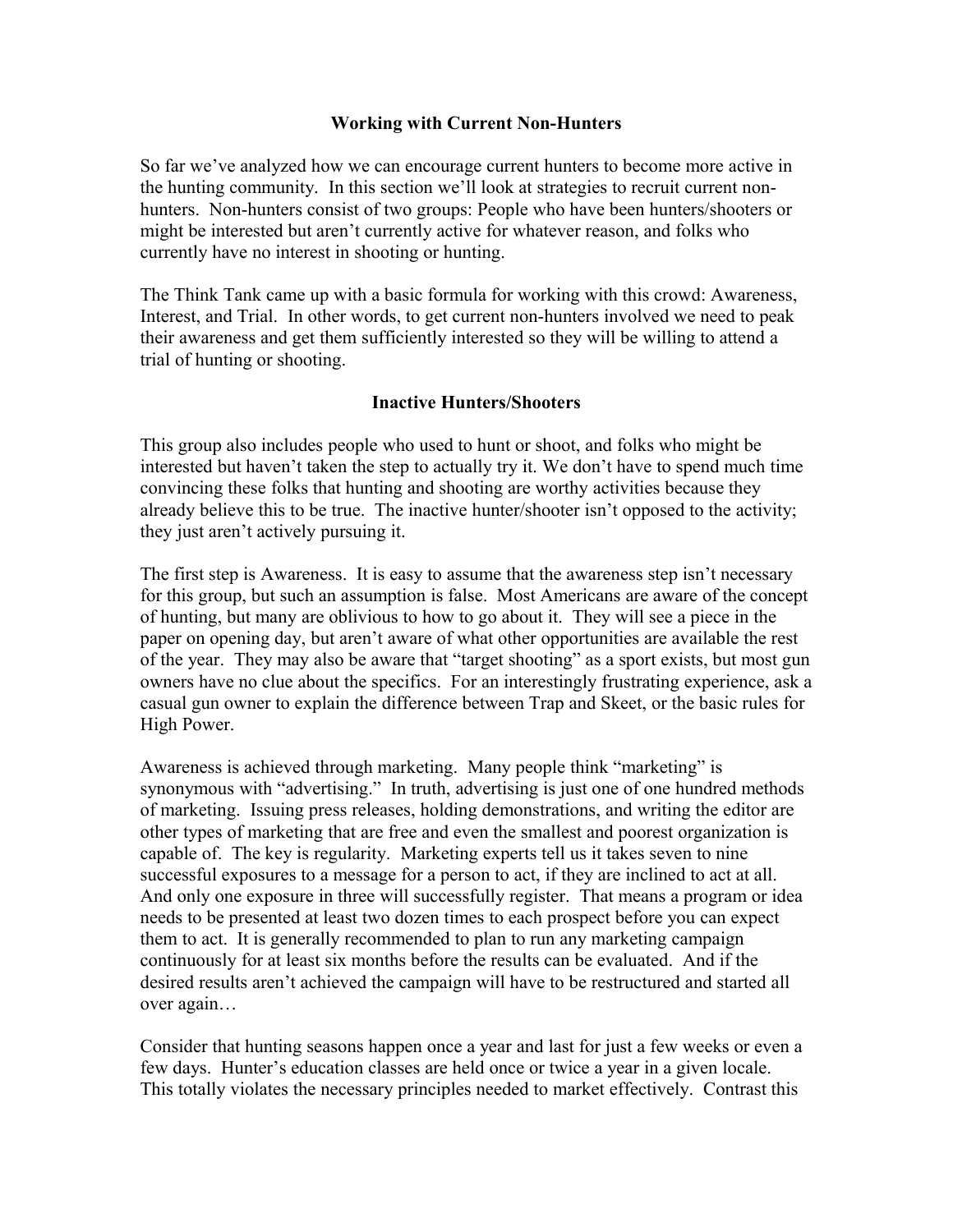## Working with Current Non-Hunters

So far we've analyzed how we can encourage current hunters to become more active in the hunting community. In this section we'll look at strategies to recruit current non-hunters. Non-hunters consist of two groups: People who have been hunters/shooters or might be interested but aren't currently active for whatever reason, and folks who currently have no interest in shooting or hunting.

The Think Tank came up with a basic formula for working with this crowd: Awareness, Interest, and Trial. In other words, to get current non-hunters involved we need to peak their awareness and get them sufficiently interested so they will be willing to attend a trial of hunting or shooting.

### Inactive Hunters/Shooters

This group also includes people who used to hunt or shoot, and folks who might be interested but haven't taken the step to actually try it. We don't have to spend much time convincing these folks that hunting and shooting are worthy activities because they already believe this to be true. The inactive hunter/shooter isn't opposed to the activity; they just aren't actively pursuing it.

The first step is Awareness. It is easy to assume that the awareness step isn't necessary for this group, but such an assumption is false. Most Americans are aware of the concept of hunting, but many are oblivious to how to go about it. They will see a piece in the paper on opening day, but aren't aware of what other opportunities are available the rest of the year. They may also be aware that "target shooting" as a sport exists, but most gun owners have no clue about the specifics. For an interestingly frustrating experience, ask a casual gun owner to explain the difference between Trap and Skeet, or the basic rules for High Power.

Awareness is achieved through marketing. Many people think "marketing" is synonymous with "advertising." In truth, advertising is just one of one hundred methods of marketing. Issuing press releases, holding demonstrations, and writing the editor are other types of marketing that are free and even the smallest and poorest organization is capable of. The key is regularity. Marketing experts tell us it takes seven to nine successful exposures to a message for a person to act, if they are inclined to act at all. And only one exposure in three will successfully register. That means a program or idea needs to be presented at least two dozen times to each prospect before you can expect them to act. It is generally recommended to plan to run any marketing campaign continuously for at least six months before the results can be evaluated. And if the desired results aren't achieved the campaign will have to be restructured and started all over again…

Consider that hunting seasons happen once a year and last for just a few weeks or even a few days. Hunter's education classes are held once or twice a year in a given locale. This totally violates the necessary principles needed to market effectively. Contrast this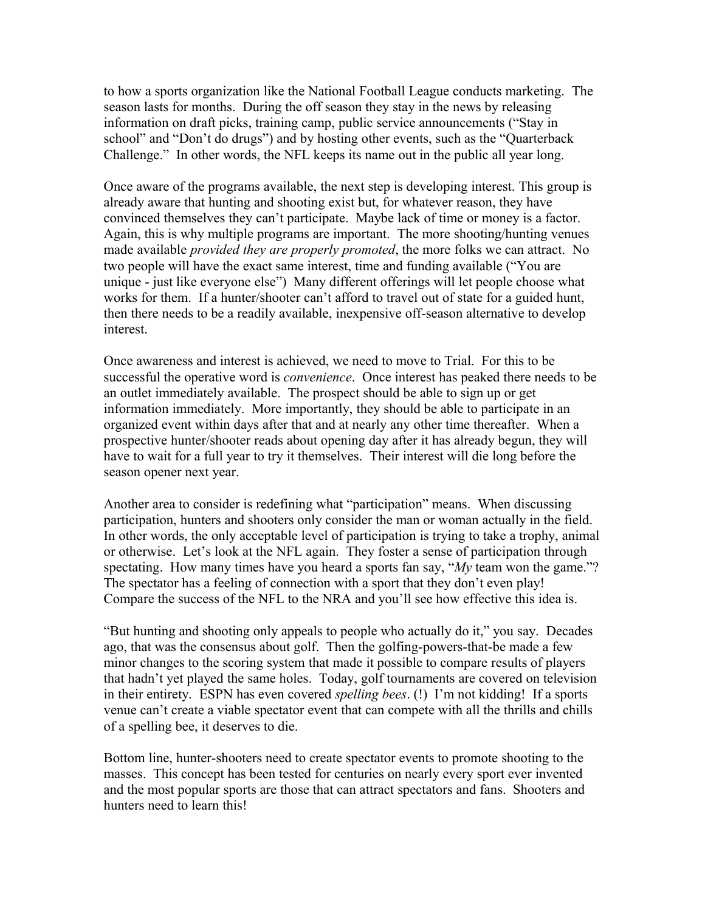to how a sports organization like the National Football League conducts marketing. The season lasts for months. During the off season they stay in the news by releasing information on draft picks, training camp, public service announcements ("Stay in school" and "Don't do drugs") and by hosting other events, such as the "Quarterback Challenge." In other words, the NFL keeps its name out in the public all year long.

Once aware of the programs available, the next step is developing interest. This group is already aware that hunting and shooting exist but, for whatever reason, they have convinced themselves they can't participate. Maybe lack of time or money is a factor. Again, this is why multiple programs are important. The more shooting/hunting venues made available *provided they are properly promoted*, the more folks we can attract. No two people will have the exact same interest, time and funding available ("You are unique - just like everyone else") Many different offerings will let people choose what works for them. If a hunter/shooter can't afford to travel out of state for a guided hunt, then there needs to be a readily available, inexpensive off-season alternative to develop interest.

Once awareness and interest is achieved, we need to move to Trial. For this to be successful the operative word is *convenience*. Once interest has peaked there needs to be an outlet immediately available. The prospect should be able to sign up or get information immediately. More importantly, they should be able to participate in an organized event within days after that and at nearly any other time thereafter. When a prospective hunter/shooter reads about opening day after it has already begun, they will have to wait for a full year to try it themselves. Their interest will die long before the season opener next year.

Another area to consider is redefining what "participation" means. When discussing participation, hunters and shooters only consider the man or woman actually in the field. In other words, the only acceptable level of participation is trying to take a trophy, animal or otherwise. Let's look at the NFL again. They foster a sense of participation through spectating. How many times have you heard a sports fan say, "*My* team won the game."? The spectator has a feeling of connection with a sport that they don't even play! Compare the success of the NFL to the NRA and you'll see how effective this idea is.

"But hunting and shooting only appeals to people who actually do it," you say. Decades ago, that was the consensus about golf. Then the golfing-powers-that-be made a few minor changes to the scoring system that made it possible to compare results of players that hadn't yet played the same holes. Today, golf tournaments are covered on television in their entirety. ESPN has even covered *spelling bees*. (!) I'm not kidding! If a sports venue can't create a viable spectator event that can compete with all the thrills and chills of a spelling bee, it deserves to die.

Bottom line, hunter-shooters need to create spectator events to promote shooting to the masses. This concept has been tested for centuries on nearly every sport ever invented and the most popular sports are those that can attract spectators and fans. Shooters and hunters need to learn this!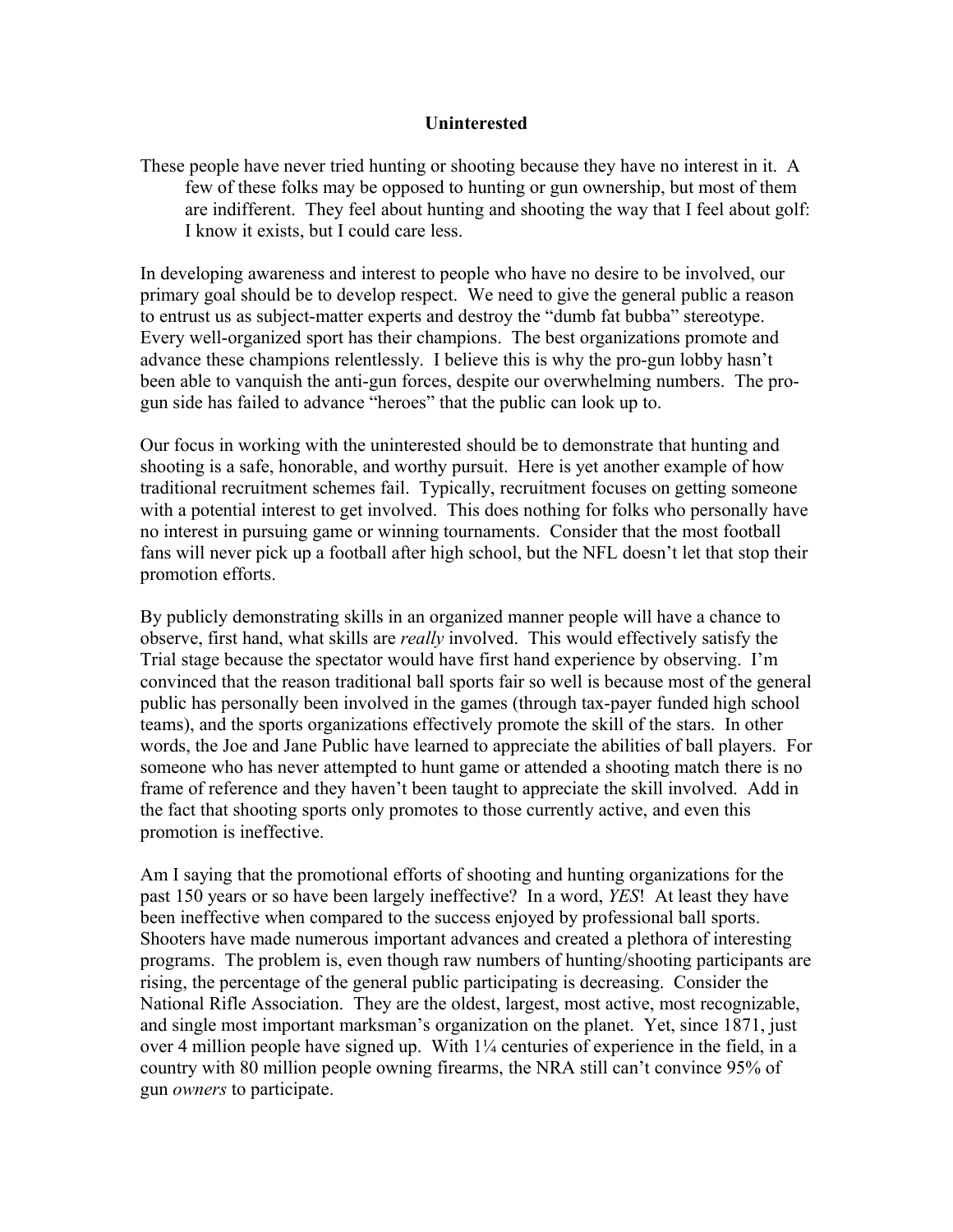**Uninterested**

These people have never tried hunting or shooting because they have no interest in it. A few of these folks may be opposed to hunting or gun ownership, but most of them are indifferent. They feel about hunting and shooting the way that I feel about golf: I know it exists, but I could care less.

In developing awareness and interest to people who have no desire to be involved, our primary goal should be to develop respect. We need to give the general public a reason to entrust us as subject-matter experts and destroy the "dumb fat bubba" stereotype. Every well-organized sport has their champions. The best organizations promote and advance these champions relentlessly. I believe this is why the pro-gun lobby hasn't been able to vanquish the anti-gun forces, despite our overwhelming numbers. The pro-gun side has failed to advance "heroes" that the public can look up to.

Our focus in working with the uninterested should be to demonstrate that hunting and shooting is a safe, honorable, and worthy pursuit. Here is yet another example of how traditional recruitment schemes fail. Typically, recruitment focuses on getting someone with a potential interest to get involved. This does nothing for folks who personally have no interest in pursuing game or winning tournaments. Consider that the most football fans will never pick up a football after high school, but the NFL doesn't let that stop their promotion efforts.

By publicly demonstrating skills in an organized manner people will have a chance to observe, first hand, what skills are *really* involved. This would effectively satisfy the Trial stage because the spectator would have first hand experience by observing. I'm convinced that the reason traditional ball sports fair so well is because most of the general public has personally been involved in the games (through tax-payer funded high school teams), and the sports organizations effectively promote the skill of the stars. In other words, the Joe and Jane Public have learned to appreciate the abilities of ball players. For someone who has never attempted to hunt game or attended a shooting match there is no frame of reference and they haven't been taught to appreciate the skill involved. Add in the fact that shooting sports only promotes to those currently active, and even this promotion is ineffective.

Am I saying that the promotional efforts of shooting and hunting organizations for the past 150 years or so have been largely ineffective? In a word, *YES*! At least they have been ineffective when compared to the success enjoyed by professional ball sports. Shooters have made numerous important advances and created a plethora of interesting programs. The problem is, even though raw numbers of hunting/shooting participants are rising, the percentage of the general public participating is decreasing. Consider the National Rifle Association. They are the oldest, largest, most active, most recognizable, and single most important marksman's organization on the planet. Yet, since 1871, just over 4 million people have signed up. With 1¼ centuries of experience in the field, in a country with 80 million people owning firearms, the NRA still can't convince 95% of gun *owners* to participate.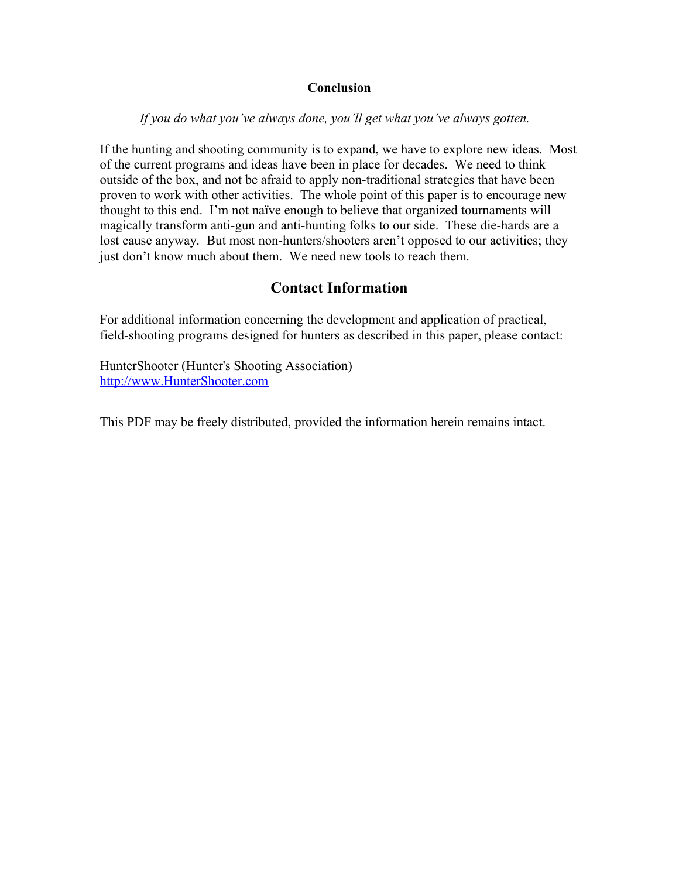**Conclusion**

*If you do what you've always done, you'll get what you've always gotten.*

If the hunting and shooting community is to expand, we have to explore new ideas. Most of the current programs and ideas have been in place for decades. We need to think outside of the box, and not be afraid to apply non-traditional strategies that have been proven to work with other activities. The whole point of this paper is to encourage new thought to this end. I'm not naïve enough to believe that organized tournaments will magically transform anti-gun and anti-hunting folks to our side. These die-hards are a lost cause anyway. But most non-hunters/shooters aren't opposed to our activities; they just don't know much about them. We need new tools to reach them.

## Contact Information

For additional information concerning the development and application of practical, field-shooting programs designed for hunters as described in this paper, please contact:

HunterShooter (Hunter's Shooting Association)
http://www.HunterShooter.com

This PDF may be freely distributed, provided the information herein remains intact.